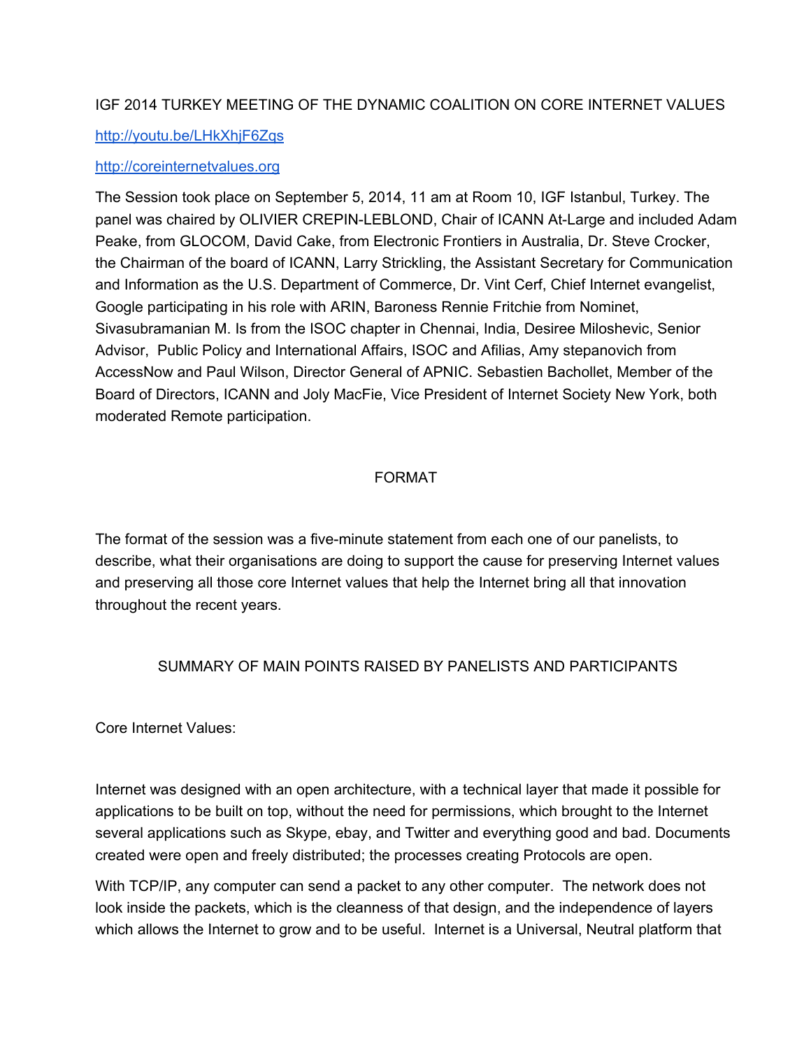IGF 2014 TURKEY MEETING OF THE DYNAMIC COALITION ON CORE INTERNET VALUES

http://youtu.be/LHkXhjF6Zqs

http://coreinternetvalues.org

The Session took place on September 5, 2014, 11 am at Room 10, IGF Istanbul, Turkey. The panel was chaired by OLIVIER CREPIN-LEBLOND, Chair of ICANN At-Large and included Adam Peake, from GLOCOM, David Cake, from Electronic Frontiers in Australia, Dr. Steve Crocker, the Chairman of the board of ICANN, Larry Strickling, the Assistant Secretary for Communication and Information as the U.S. Department of Commerce, Dr. Vint Cerf, Chief Internet evangelist, Google participating in his role with ARIN, Baroness Rennie Fritchie from Nominet, Sivasubramanian M. Is from the ISOC chapter in Chennai, India, Desiree Miloshevic, Senior Advisor, Public Policy and International Affairs, ISOC and Afilias, Amy stepanovich from AccessNow and Paul Wilson, Director General of APNIC. Sebastien Bachollet, Member of the Board of Directors, ICANN and Joly MacFie, Vice President of Internet Society New York, both moderated Remote participation.

## FORMAT

The format of the session was a five-minute statement from each one of our panelists, to describe, what their organisations are doing to support the cause for preserving Internet values and preserving all those core Internet values that help the Internet bring all that innovation throughout the recent years.

## SUMMARY OF MAIN POINTS RAISED BY PANELISTS AND PARTICIPANTS

Core Internet Values:

Internet was designed with an open architecture, with a technical layer that made it possible for applications to be built on top, without the need for permissions, which brought to the Internet several applications such as Skype, ebay, and Twitter and everything good and bad. Documents created were open and freely distributed; the processes creating Protocols are open.

With TCP/IP, any computer can send a packet to any other computer. The network does not look inside the packets, which is the cleanness of that design, and the independence of layers which allows the Internet to grow and to be useful. Internet is a Universal, Neutral platform that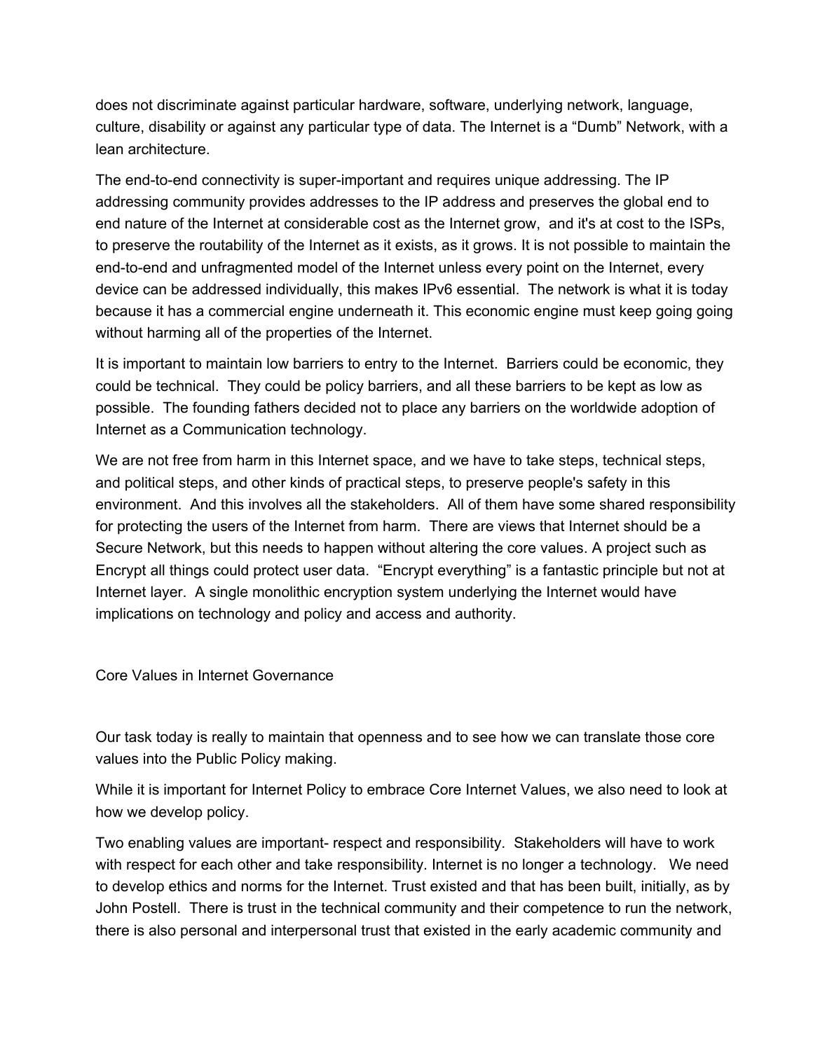does not discriminate against particular hardware, software, underlying network, language, culture, disability or against any particular type of data. The Internet is a "Dumb" Network, with a lean architecture.

The end-to-end connectivity is super-important and requires unique addressing. The IP addressing community provides addresses to the IP address and preserves the global end to end nature of the Internet at considerable cost as the Internet grow, and it's at cost to the ISPs, to preserve the routability of the Internet as it exists, as it grows. It is not possible to maintain the end-to-end and unfragmented model of the Internet unless every point on the Internet, every device can be addressed individually, this makes IPv6 essential. The network is what it is today because it has a commercial engine underneath it. This economic engine must keep going going without harming all of the properties of the Internet.

It is important to maintain low barriers to entry to the Internet. Barriers could be economic, they could be technical. They could be policy barriers, and all these barriers to be kept as low as possible. The founding fathers decided not to place any barriers on the worldwide adoption of Internet as a Communication technology.

We are not free from harm in this Internet space, and we have to take steps, technical steps, and political steps, and other kinds of practical steps, to preserve people's safety in this environment. And this involves all the stakeholders. All of them have some shared responsibility for protecting the users of the Internet from harm. There are views that Internet should be a Secure Network, but this needs to happen without altering the core values. A project such as Encrypt all things could protect user data. "Encrypt everything" is a fantastic principle but not at Internet layer. A single monolithic encryption system underlying the Internet would have implications on technology and policy and access and authority.

## Core Values in Internet Governance

Our task today is really to maintain that openness and to see how we can translate those core values into the Public Policy making.

While it is important for Internet Policy to embrace Core Internet Values, we also need to look at how we develop policy.

Two enabling values are important- respect and responsibility. Stakeholders will have to work with respect for each other and take responsibility. Internet is no longer a technology. We need to develop ethics and norms for the Internet. Trust existed and that has been built, initially, as by John Postell. There is trust in the technical community and their competence to run the network, there is also personal and interpersonal trust that existed in the early academic community and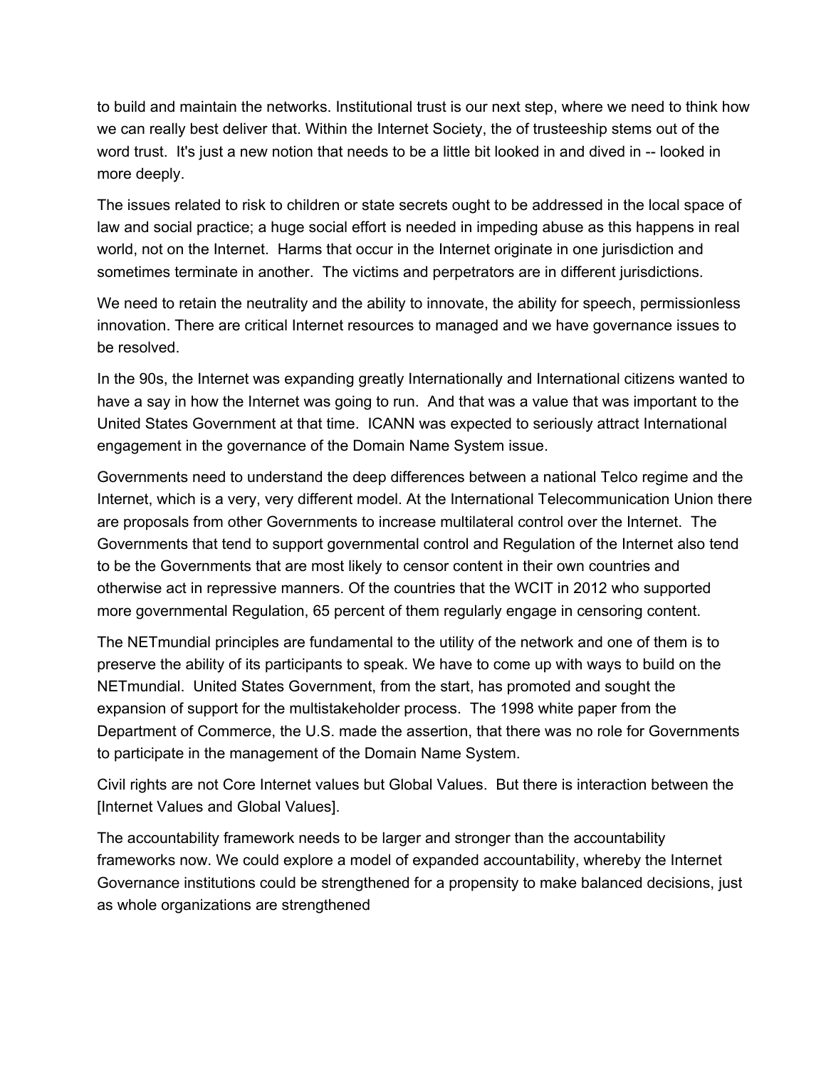to build and maintain the networks. Institutional trust is our next step, where we need to think how we can really best deliver that. Within the Internet Society, the of trusteeship stems out of the word trust. It's just a new notion that needs to be a little bit looked in and dived in -- looked in more deeply.

The issues related to risk to children or state secrets ought to be addressed in the local space of law and social practice; a huge social effort is needed in impeding abuse as this happens in real world, not on the Internet. Harms that occur in the Internet originate in one jurisdiction and sometimes terminate in another. The victims and perpetrators are in different jurisdictions.

We need to retain the neutrality and the ability to innovate, the ability for speech, permissionless innovation. There are critical Internet resources to managed and we have governance issues to be resolved.

In the 90s, the Internet was expanding greatly Internationally and International citizens wanted to have a say in how the Internet was going to run. And that was a value that was important to the United States Government at that time. ICANN was expected to seriously attract International engagement in the governance of the Domain Name System issue.

Governments need to understand the deep differences between a national Telco regime and the Internet, which is a very, very different model. At the International Telecommunication Union there are proposals from other Governments to increase multilateral control over the Internet. The Governments that tend to support governmental control and Regulation of the Internet also tend to be the Governments that are most likely to censor content in their own countries and otherwise act in repressive manners. Of the countries that the WCIT in 2012 who supported more governmental Regulation, 65 percent of them regularly engage in censoring content.

The NETmundial principles are fundamental to the utility of the network and one of them is to preserve the ability of its participants to speak. We have to come up with ways to build on the NETmundial. United States Government, from the start, has promoted and sought the expansion of support for the multistakeholder process. The 1998 white paper from the Department of Commerce, the U.S. made the assertion, that there was no role for Governments to participate in the management of the Domain Name System.

Civil rights are not Core Internet values but Global Values. But there is interaction between the [Internet Values and Global Values].

The accountability framework needs to be larger and stronger than the accountability frameworks now. We could explore a model of expanded accountability, whereby the Internet Governance institutions could be strengthened for a propensity to make balanced decisions, just as whole organizations are strengthened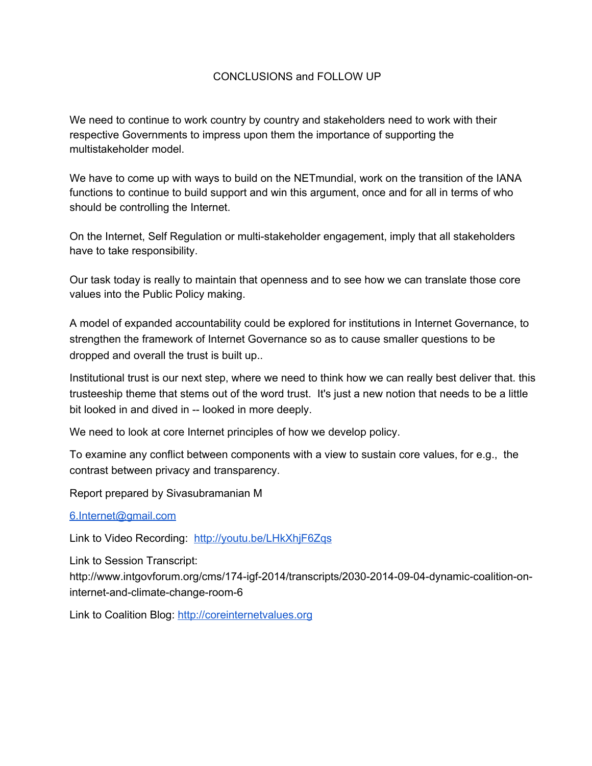## CONCLUSIONS and FOLLOW UP

We need to continue to work country by country and stakeholders need to work with their respective Governments to impress upon them the importance of supporting the multistakeholder model.

We have to come up with ways to build on the NETmundial, work on the transition of the IANA functions to continue to build support and win this argument, once and for all in terms of who should be controlling the Internet.

On the Internet, Self Regulation or multi-stakeholder engagement, imply that all stakeholders have to take responsibility.

Our task today is really to maintain that openness and to see how we can translate those core values into the Public Policy making.

A model of expanded accountability could be explored for institutions in Internet Governance, to strengthen the framework of Internet Governance so as to cause smaller questions to be dropped and overall the trust is built up..

Institutional trust is our next step, where we need to think how we can really best deliver that. this trusteeship theme that stems out of the word trust. It's just a new notion that needs to be a little bit looked in and dived in -- looked in more deeply.

We need to look at core Internet principles of how we develop policy.

To examine any conflict between components with a view to sustain core values, for e.g., the contrast between privacy and transparency.

Report prepared by Sivasubramanian M

6.Internet@gmail.com

Link to Video Recording: http://youtu.be/LHkXhjF6Zqs

Link to Session Transcript: http://www.intgovforum.org/cms/174-igf-2014/transcripts/2030-2014-09-04-dynamic-coalition-on-internet-and-climate-change-room-6

Link to Coalition Blog: http://coreinternetvalues.org